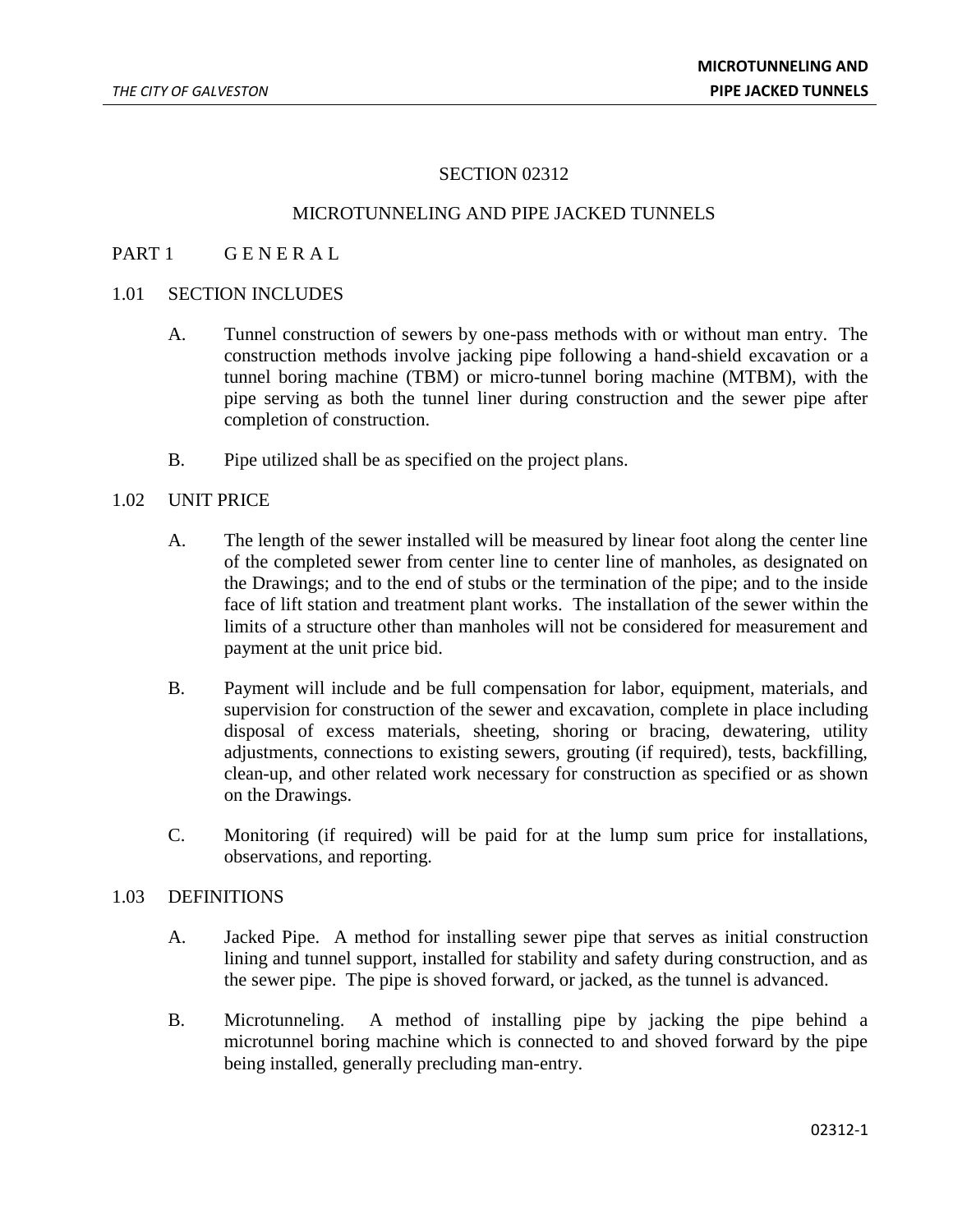# SECTION 02312

## MICROTUNNELING AND PIPE JACKED TUNNELS

## PART 1 G E N E R A L

### 1.01 SECTION INCLUDES

A. Tunnel construction of sewers by one-pass methods with or without man entry. The construction methods involve jacking pipe following a hand-shield excavation or a tunnel boring machine (TBM) or micro-tunnel boring machine (MTBM), with the pipe serving as both the tunnel liner during construction and the sewer pipe after completion of construction.

B. Pipe utilized shall be as specified on the project plans.

### 1.02 UNIT PRICE

A. The length of the sewer installed will be measured by linear foot along the center line of the completed sewer from center line to center line of manholes, as designated on the Drawings; and to the end of stubs or the termination of the pipe; and to the inside face of lift station and treatment plant works. The installation of the sewer within the limits of a structure other than manholes will not be considered for measurement and payment at the unit price bid.

B. Payment will include and be full compensation for labor, equipment, materials, and supervision for construction of the sewer and excavation, complete in place including disposal of excess materials, sheeting, shoring or bracing, dewatering, utility adjustments, connections to existing sewers, grouting (if required), tests, backfilling, clean-up, and other related work necessary for construction as specified or as shown on the Drawings.

C. Monitoring (if required) will be paid for at the lump sum price for installations, observations, and reporting.

### 1.03 DEFINITIONS

A. Jacked Pipe. A method for installing sewer pipe that serves as initial construction lining and tunnel support, installed for stability and safety during construction, and as the sewer pipe. The pipe is shoved forward, or jacked, as the tunnel is advanced.

B. Microtunneling. A method of installing pipe by jacking the pipe behind a microtunnel boring machine which is connected to and shoved forward by the pipe being installed, generally precluding man-entry.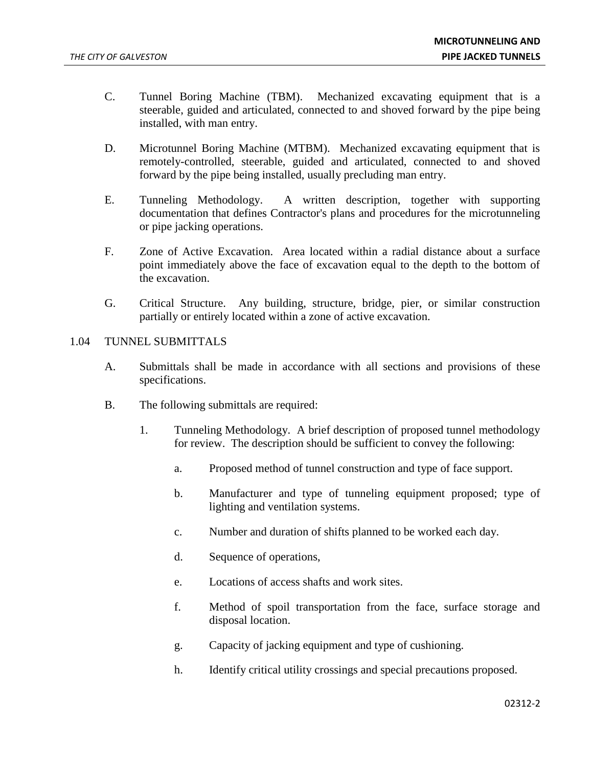C. Tunnel Boring Machine (TBM). Mechanized excavating equipment that is a steerable, guided and articulated, connected to and shoved forward by the pipe being installed, with man entry.

D. Microtunnel Boring Machine (MTBM). Mechanized excavating equipment that is remotely-controlled, steerable, guided and articulated, connected to and shoved forward by the pipe being installed, usually precluding man entry.

E. Tunneling Methodology. A written description, together with supporting documentation that defines Contractor's plans and procedures for the microtunneling or pipe jacking operations.

F. Zone of Active Excavation. Area located within a radial distance about a surface point immediately above the face of excavation equal to the depth to the bottom of the excavation.

G. Critical Structure. Any building, structure, bridge, pier, or similar construction partially or entirely located within a zone of active excavation.

## 1.04 TUNNEL SUBMITTALS

A. Submittals shall be made in accordance with all sections and provisions of these specifications.

B. The following submittals are required:

1. Tunneling Methodology. A brief description of proposed tunnel methodology for review. The description should be sufficient to convey the following:

    a. Proposed method of tunnel construction and type of face support.

    b. Manufacturer and type of tunneling equipment proposed; type of lighting and ventilation systems.

    c. Number and duration of shifts planned to be worked each day.

    d. Sequence of operations,

    e. Locations of access shafts and work sites.

    f. Method of spoil transportation from the face, surface storage and disposal location.

    g. Capacity of jacking equipment and type of cushioning.

    h. Identify critical utility crossings and special precautions proposed.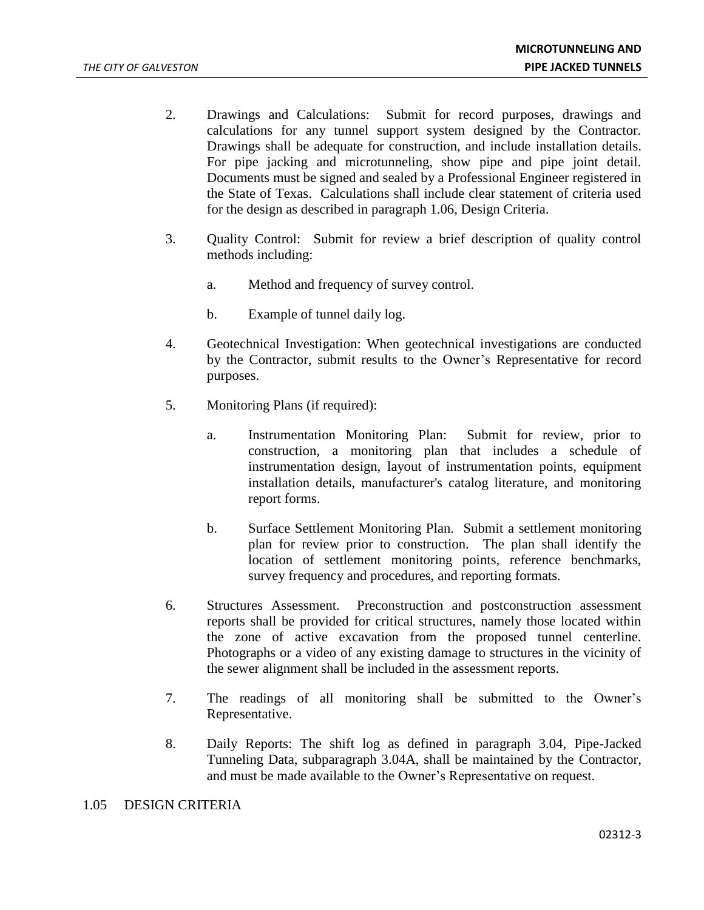2. Drawings and Calculations: Submit for record purposes, drawings and calculations for any tunnel support system designed by the Contractor. Drawings shall be adequate for construction, and include installation details. For pipe jacking and microtunneling, show pipe and pipe joint detail. Documents must be signed and sealed by a Professional Engineer registered in the State of Texas. Calculations shall include clear statement of criteria used for the design as described in paragraph 1.06, Design Criteria.

3. Quality Control: Submit for review a brief description of quality control methods including:

   a. Method and frequency of survey control.

   b. Example of tunnel daily log.

4. Geotechnical Investigation: When geotechnical investigations are conducted by the Contractor, submit results to the Owner's Representative for record purposes.

5. Monitoring Plans (if required):

   a. Instrumentation Monitoring Plan: Submit for review, prior to construction, a monitoring plan that includes a schedule of instrumentation design, layout of instrumentation points, equipment installation details, manufacturer's catalog literature, and monitoring report forms.

   b. Surface Settlement Monitoring Plan. Submit a settlement monitoring plan for review prior to construction. The plan shall identify the location of settlement monitoring points, reference benchmarks, survey frequency and procedures, and reporting formats.

6. Structures Assessment. Preconstruction and postconstruction assessment reports shall be provided for critical structures, namely those located within the zone of active excavation from the proposed tunnel centerline. Photographs or a video of any existing damage to structures in the vicinity of the sewer alignment shall be included in the assessment reports.

7. The readings of all monitoring shall be submitted to the Owner's Representative.

8. Daily Reports: The shift log as defined in paragraph 3.04, Pipe-Jacked Tunneling Data, subparagraph 3.04A, shall be maintained by the Contractor, and must be made available to the Owner's Representative on request.

## 1.05 DESIGN CRITERIA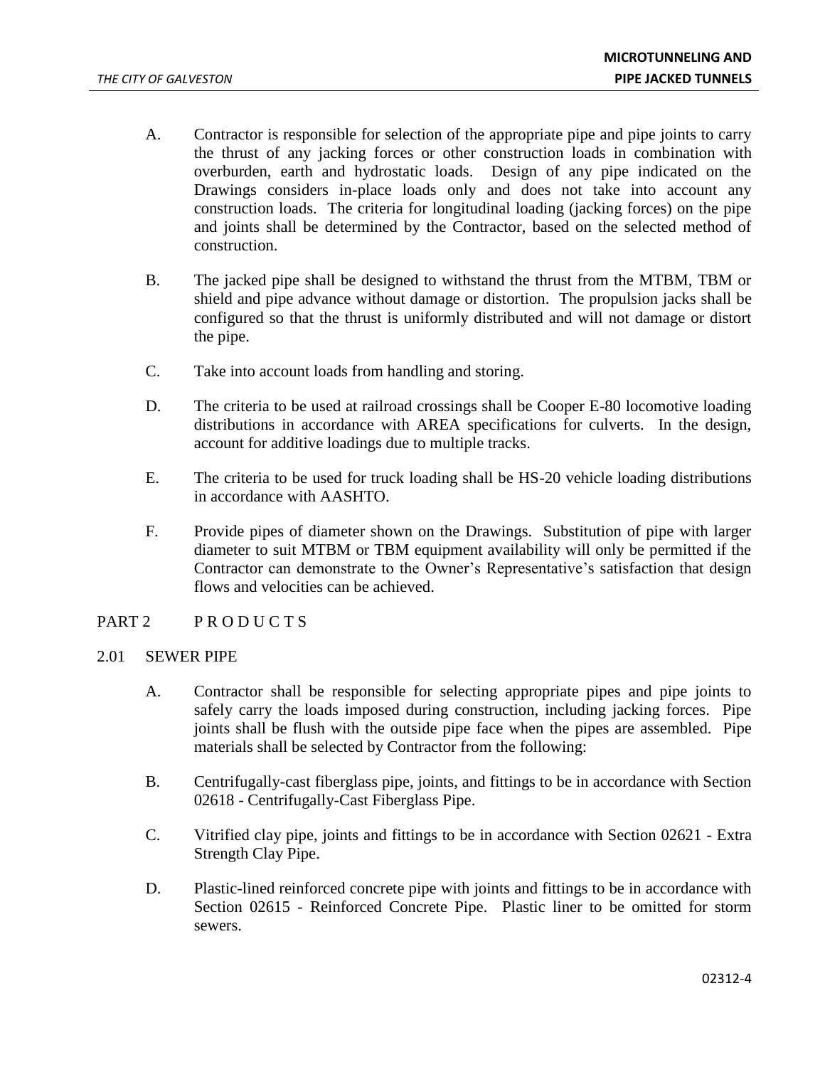A. Contractor is responsible for selection of the appropriate pipe and pipe joints to carry the thrust of any jacking forces or other construction loads in combination with overburden, earth and hydrostatic loads. Design of any pipe indicated on the Drawings considers in-place loads only and does not take into account any construction loads. The criteria for longitudinal loading (jacking forces) on the pipe and joints shall be determined by the Contractor, based on the selected method of construction.

B. The jacked pipe shall be designed to withstand the thrust from the MTBM, TBM or shield and pipe advance without damage or distortion. The propulsion jacks shall be configured so that the thrust is uniformly distributed and will not damage or distort the pipe.

C. Take into account loads from handling and storing.

D. The criteria to be used at railroad crossings shall be Cooper E-80 locomotive loading distributions in accordance with AREA specifications for culverts. In the design, account for additive loadings due to multiple tracks.

E. The criteria to be used for truck loading shall be HS-20 vehicle loading distributions in accordance with AASHTO.

F. Provide pipes of diameter shown on the Drawings. Substitution of pipe with larger diameter to suit MTBM or TBM equipment availability will only be permitted if the Contractor can demonstrate to the Owner's Representative's satisfaction that design flows and velocities can be achieved.

## PART 2 PRODUCTS

### 2.01 SEWER PIPE

A. Contractor shall be responsible for selecting appropriate pipes and pipe joints to safely carry the loads imposed during construction, including jacking forces. Pipe joints shall be flush with the outside pipe face when the pipes are assembled. Pipe materials shall be selected by Contractor from the following:

B. Centrifugally-cast fiberglass pipe, joints, and fittings to be in accordance with Section 02618 - Centrifugally-Cast Fiberglass Pipe.

C. Vitrified clay pipe, joints and fittings to be in accordance with Section 02621 - Extra Strength Clay Pipe.

D. Plastic-lined reinforced concrete pipe with joints and fittings to be in accordance with Section 02615 - Reinforced Concrete Pipe. Plastic liner to be omitted for storm sewers.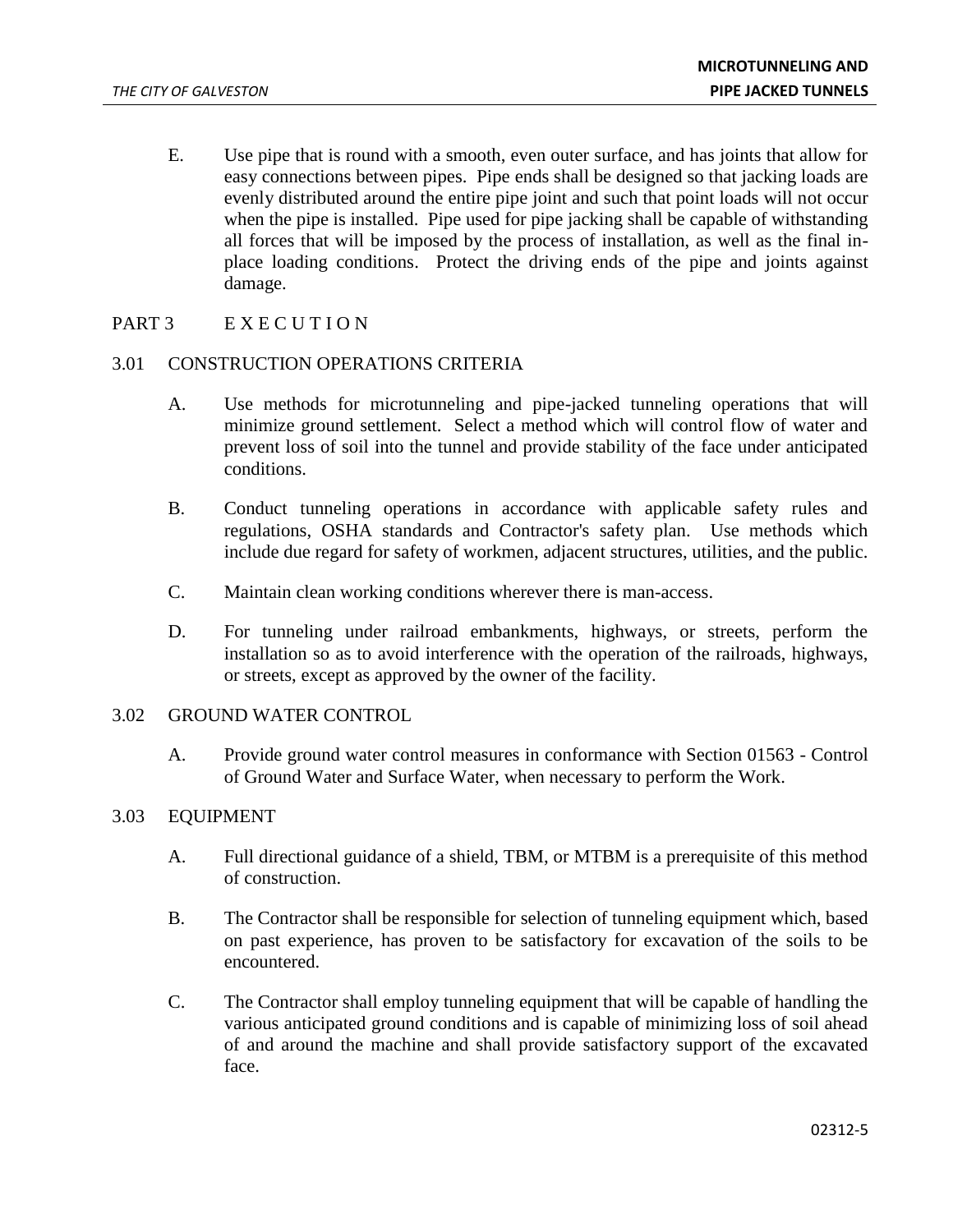E. Use pipe that is round with a smooth, even outer surface, and has joints that allow for easy connections between pipes. Pipe ends shall be designed so that jacking loads are evenly distributed around the entire pipe joint and such that point loads will not occur when the pipe is installed. Pipe used for pipe jacking shall be capable of withstanding all forces that will be imposed by the process of installation, as well as the final in-place loading conditions. Protect the driving ends of the pipe and joints against damage.

## PART 3 E X E C U T I O N

### 3.01 CONSTRUCTION OPERATIONS CRITERIA

A. Use methods for microtunneling and pipe-jacked tunneling operations that will minimize ground settlement. Select a method which will control flow of water and prevent loss of soil into the tunnel and provide stability of the face under anticipated conditions.

B. Conduct tunneling operations in accordance with applicable safety rules and regulations, OSHA standards and Contractor's safety plan. Use methods which include due regard for safety of workmen, adjacent structures, utilities, and the public.

C. Maintain clean working conditions wherever there is man-access.

D. For tunneling under railroad embankments, highways, or streets, perform the installation so as to avoid interference with the operation of the railroads, highways, or streets, except as approved by the owner of the facility.

### 3.02 GROUND WATER CONTROL

A. Provide ground water control measures in conformance with Section 01563 - Control of Ground Water and Surface Water, when necessary to perform the Work.

### 3.03 EQUIPMENT

A. Full directional guidance of a shield, TBM, or MTBM is a prerequisite of this method of construction.

B. The Contractor shall be responsible for selection of tunneling equipment which, based on past experience, has proven to be satisfactory for excavation of the soils to be encountered.

C. The Contractor shall employ tunneling equipment that will be capable of handling the various anticipated ground conditions and is capable of minimizing loss of soil ahead of and around the machine and shall provide satisfactory support of the excavated face.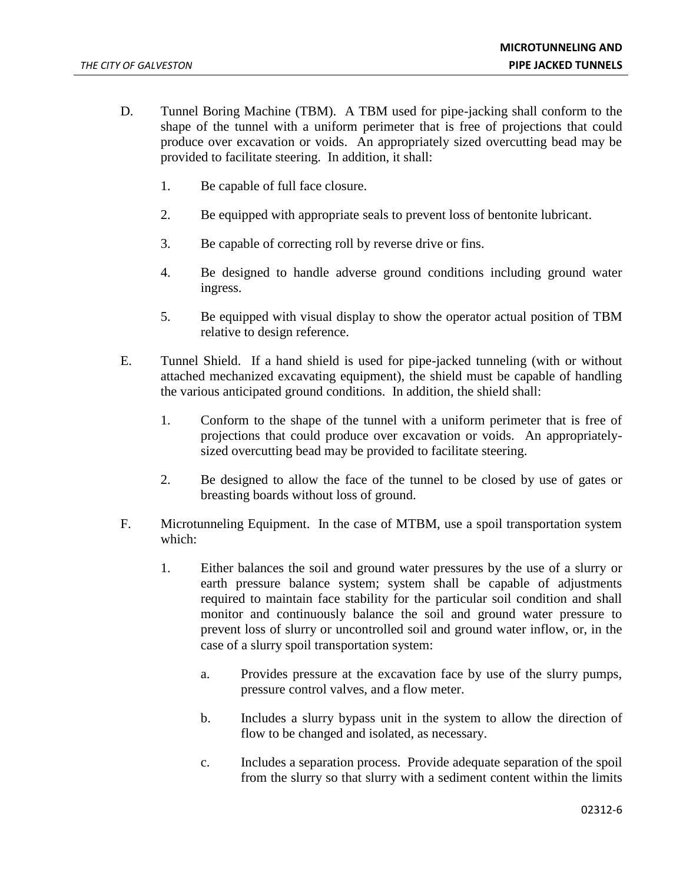D. Tunnel Boring Machine (TBM). A TBM used for pipe-jacking shall conform to the shape of the tunnel with a uniform perimeter that is free of projections that could produce over excavation or voids. An appropriately sized overcutting bead may be provided to facilitate steering. In addition, it shall:

1. Be capable of full face closure.

2. Be equipped with appropriate seals to prevent loss of bentonite lubricant.

3. Be capable of correcting roll by reverse drive or fins.

4. Be designed to handle adverse ground conditions including ground water ingress.

5. Be equipped with visual display to show the operator actual position of TBM relative to design reference.

E. Tunnel Shield. If a hand shield is used for pipe-jacked tunneling (with or without attached mechanized excavating equipment), the shield must be capable of handling the various anticipated ground conditions. In addition, the shield shall:

1. Conform to the shape of the tunnel with a uniform perimeter that is free of projections that could produce over excavation or voids. An appropriately-sized overcutting bead may be provided to facilitate steering.

2. Be designed to allow the face of the tunnel to be closed by use of gates or breasting boards without loss of ground.

F. Microtunneling Equipment. In the case of MTBM, use a spoil transportation system which:

1. Either balances the soil and ground water pressures by the use of a slurry or earth pressure balance system; system shall be capable of adjustments required to maintain face stability for the particular soil condition and shall monitor and continuously balance the soil and ground water pressure to prevent loss of slurry or uncontrolled soil and ground water inflow, or, in the case of a slurry spoil transportation system:

   a. Provides pressure at the excavation face by use of the slurry pumps, pressure control valves, and a flow meter.

   b. Includes a slurry bypass unit in the system to allow the direction of flow to be changed and isolated, as necessary.

   c. Includes a separation process. Provide adequate separation of the spoil from the slurry so that slurry with a sediment content within the limits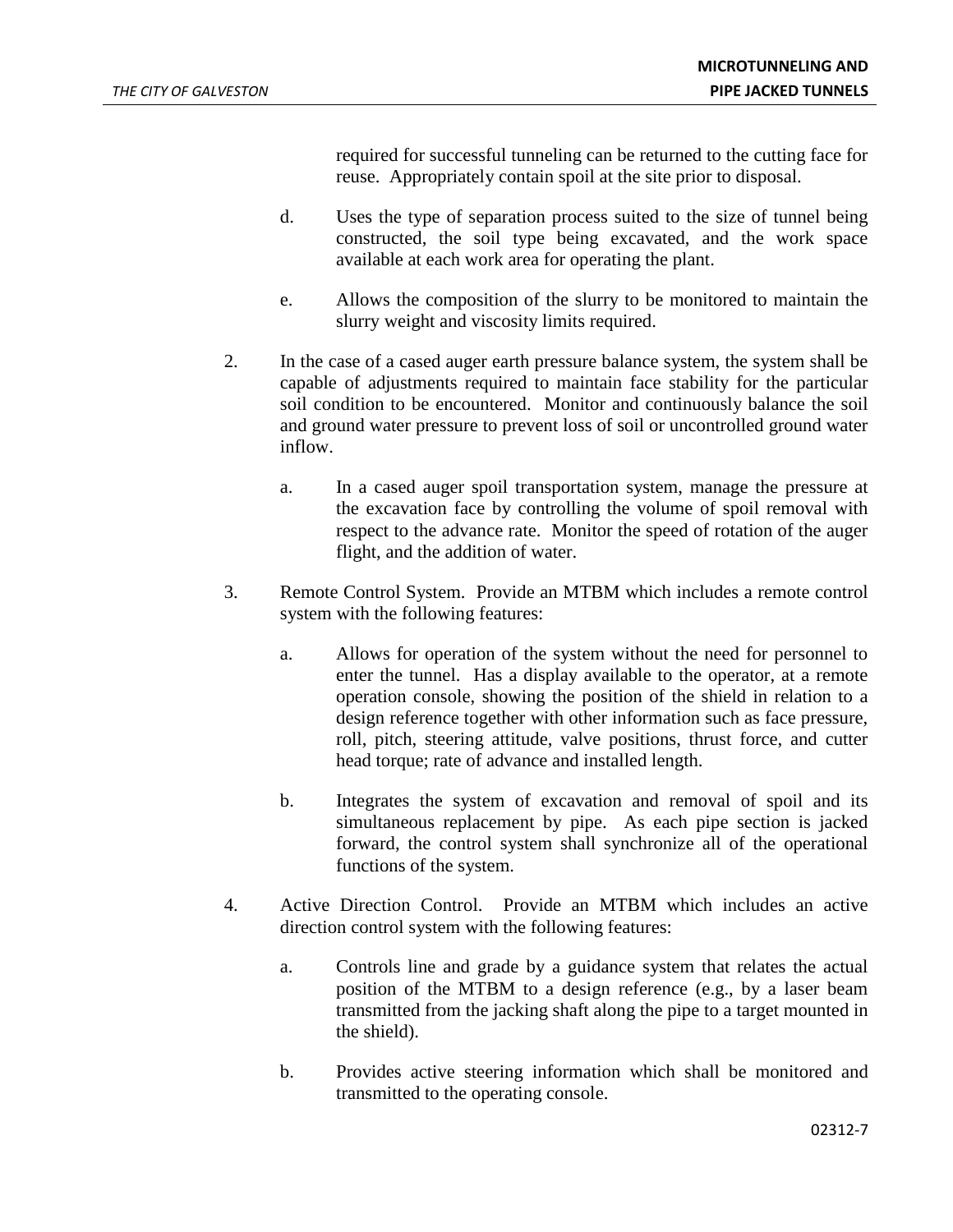required for successful tunneling can be returned to the cutting face for reuse. Appropriately contain spoil at the site prior to disposal.

d. Uses the type of separation process suited to the size of tunnel being constructed, the soil type being excavated, and the work space available at each work area for operating the plant.

e. Allows the composition of the slurry to be monitored to maintain the slurry weight and viscosity limits required.

2. In the case of a cased auger earth pressure balance system, the system shall be capable of adjustments required to maintain face stability for the particular soil condition to be encountered. Monitor and continuously balance the soil and ground water pressure to prevent loss of soil or uncontrolled ground water inflow.

   a. In a cased auger spoil transportation system, manage the pressure at the excavation face by controlling the volume of spoil removal with respect to the advance rate. Monitor the speed of rotation of the auger flight, and the addition of water.

3. Remote Control System. Provide an MTBM which includes a remote control system with the following features:

   a. Allows for operation of the system without the need for personnel to enter the tunnel. Has a display available to the operator, at a remote operation console, showing the position of the shield in relation to a design reference together with other information such as face pressure, roll, pitch, steering attitude, valve positions, thrust force, and cutter head torque; rate of advance and installed length.

   b. Integrates the system of excavation and removal of spoil and its simultaneous replacement by pipe. As each pipe section is jacked forward, the control system shall synchronize all of the operational functions of the system.

4. Active Direction Control. Provide an MTBM which includes an active direction control system with the following features:

   a. Controls line and grade by a guidance system that relates the actual position of the MTBM to a design reference (e.g., by a laser beam transmitted from the jacking shaft along the pipe to a target mounted in the shield).

   b. Provides active steering information which shall be monitored and transmitted to the operating console.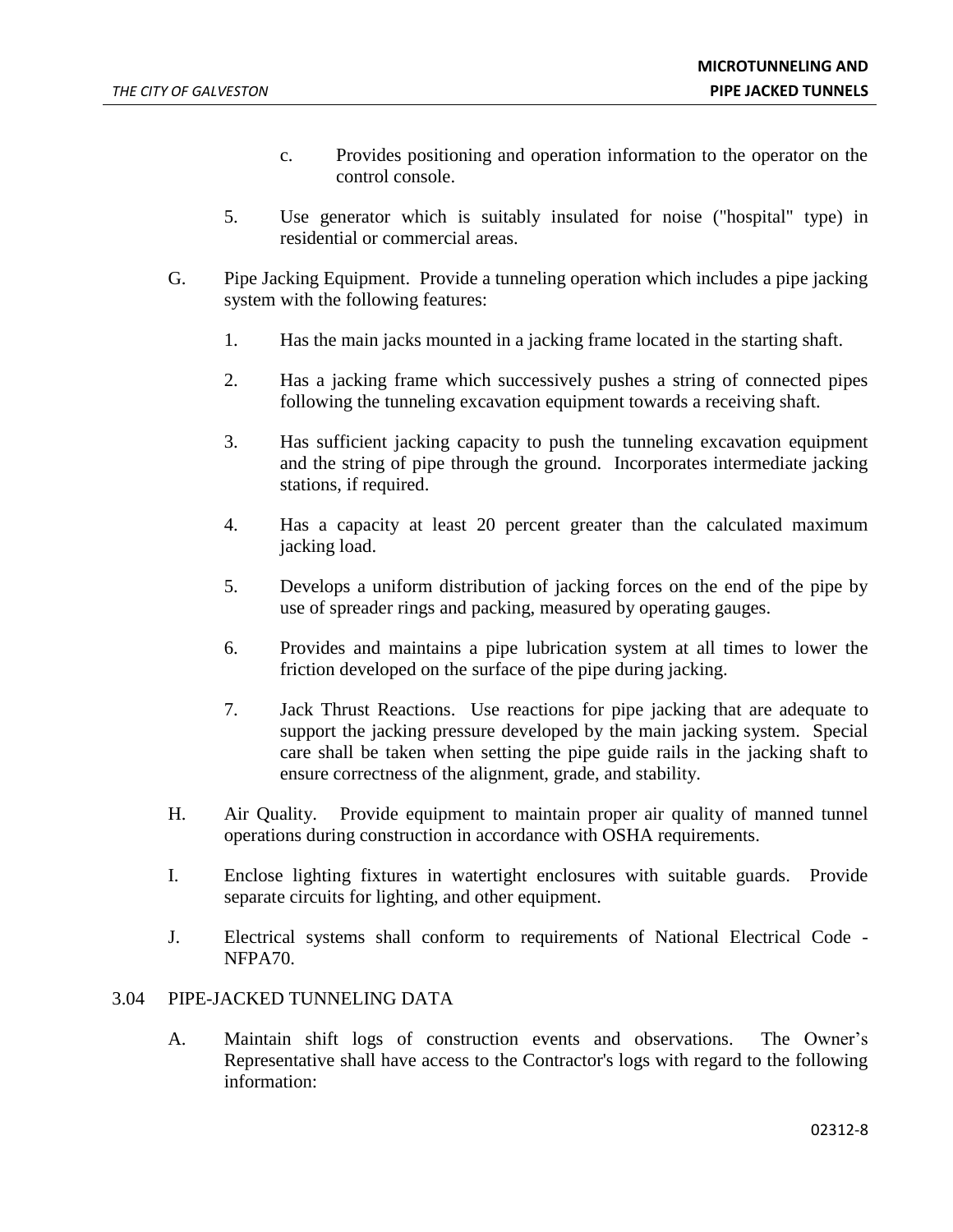c. Provides positioning and operation information to the operator on the control console.

5. Use generator which is suitably insulated for noise ("hospital" type) in residential or commercial areas.

G. Pipe Jacking Equipment. Provide a tunneling operation which includes a pipe jacking system with the following features:

1. Has the main jacks mounted in a jacking frame located in the starting shaft.

2. Has a jacking frame which successively pushes a string of connected pipes following the tunneling excavation equipment towards a receiving shaft.

3. Has sufficient jacking capacity to push the tunneling excavation equipment and the string of pipe through the ground. Incorporates intermediate jacking stations, if required.

4. Has a capacity at least 20 percent greater than the calculated maximum jacking load.

5. Develops a uniform distribution of jacking forces on the end of the pipe by use of spreader rings and packing, measured by operating gauges.

6. Provides and maintains a pipe lubrication system at all times to lower the friction developed on the surface of the pipe during jacking.

7. Jack Thrust Reactions. Use reactions for pipe jacking that are adequate to support the jacking pressure developed by the main jacking system. Special care shall be taken when setting the pipe guide rails in the jacking shaft to ensure correctness of the alignment, grade, and stability.

H. Air Quality. Provide equipment to maintain proper air quality of manned tunnel operations during construction in accordance with OSHA requirements.

I. Enclose lighting fixtures in watertight enclosures with suitable guards. Provide separate circuits for lighting, and other equipment.

J. Electrical systems shall conform to requirements of National Electrical Code - NFPA70.

## 3.04 PIPE-JACKED TUNNELING DATA

A. Maintain shift logs of construction events and observations. The Owner's Representative shall have access to the Contractor's logs with regard to the following information: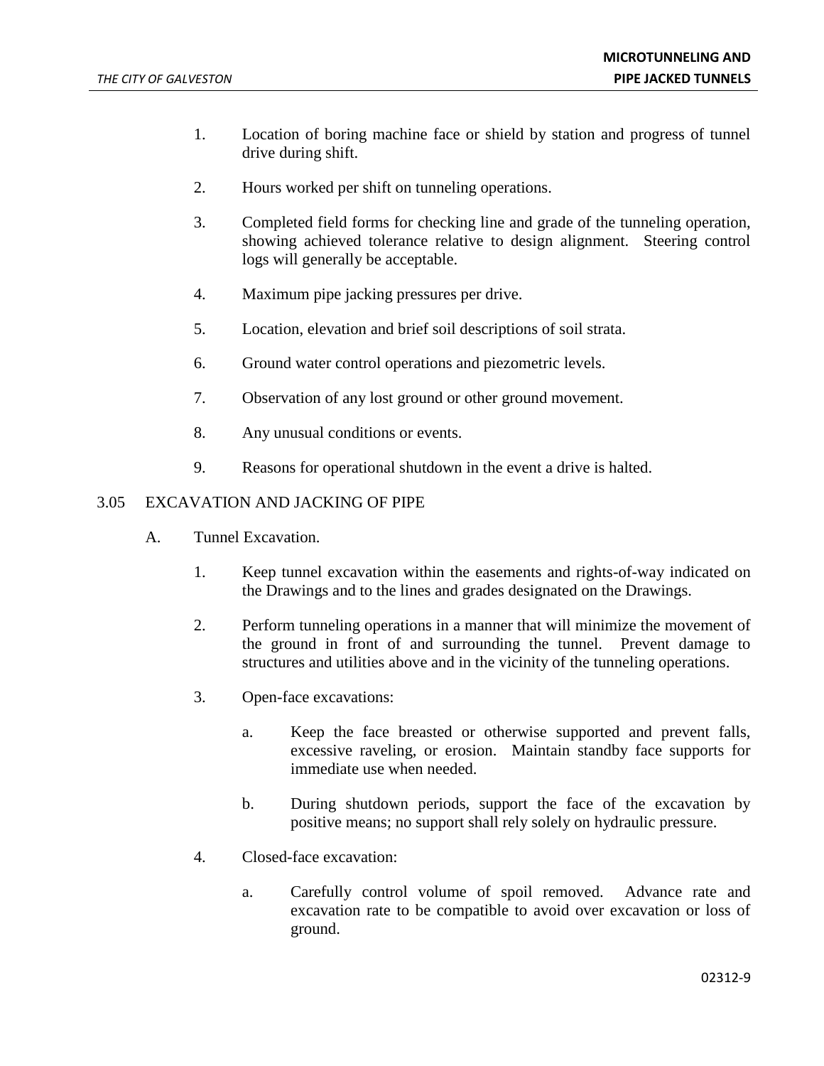1. Location of boring machine face or shield by station and progress of tunnel drive during shift.

2. Hours worked per shift on tunneling operations.

3. Completed field forms for checking line and grade of the tunneling operation, showing achieved tolerance relative to design alignment. Steering control logs will generally be acceptable.

4. Maximum pipe jacking pressures per drive.

5. Location, elevation and brief soil descriptions of soil strata.

6. Ground water control operations and piezometric levels.

7. Observation of any lost ground or other ground movement.

8. Any unusual conditions or events.

9. Reasons for operational shutdown in the event a drive is halted.

## 3.05 EXCAVATION AND JACKING OF PIPE

A. Tunnel Excavation.

1. Keep tunnel excavation within the easements and rights-of-way indicated on the Drawings and to the lines and grades designated on the Drawings.

2. Perform tunneling operations in a manner that will minimize the movement of the ground in front of and surrounding the tunnel. Prevent damage to structures and utilities above and in the vicinity of the tunneling operations.

3. Open-face excavations:

   a. Keep the face breasted or otherwise supported and prevent falls, excessive raveling, or erosion. Maintain standby face supports for immediate use when needed.

   b. During shutdown periods, support the face of the excavation by positive means; no support shall rely solely on hydraulic pressure.

4. Closed-face excavation:

   a. Carefully control volume of spoil removed. Advance rate and excavation rate to be compatible to avoid over excavation or loss of ground.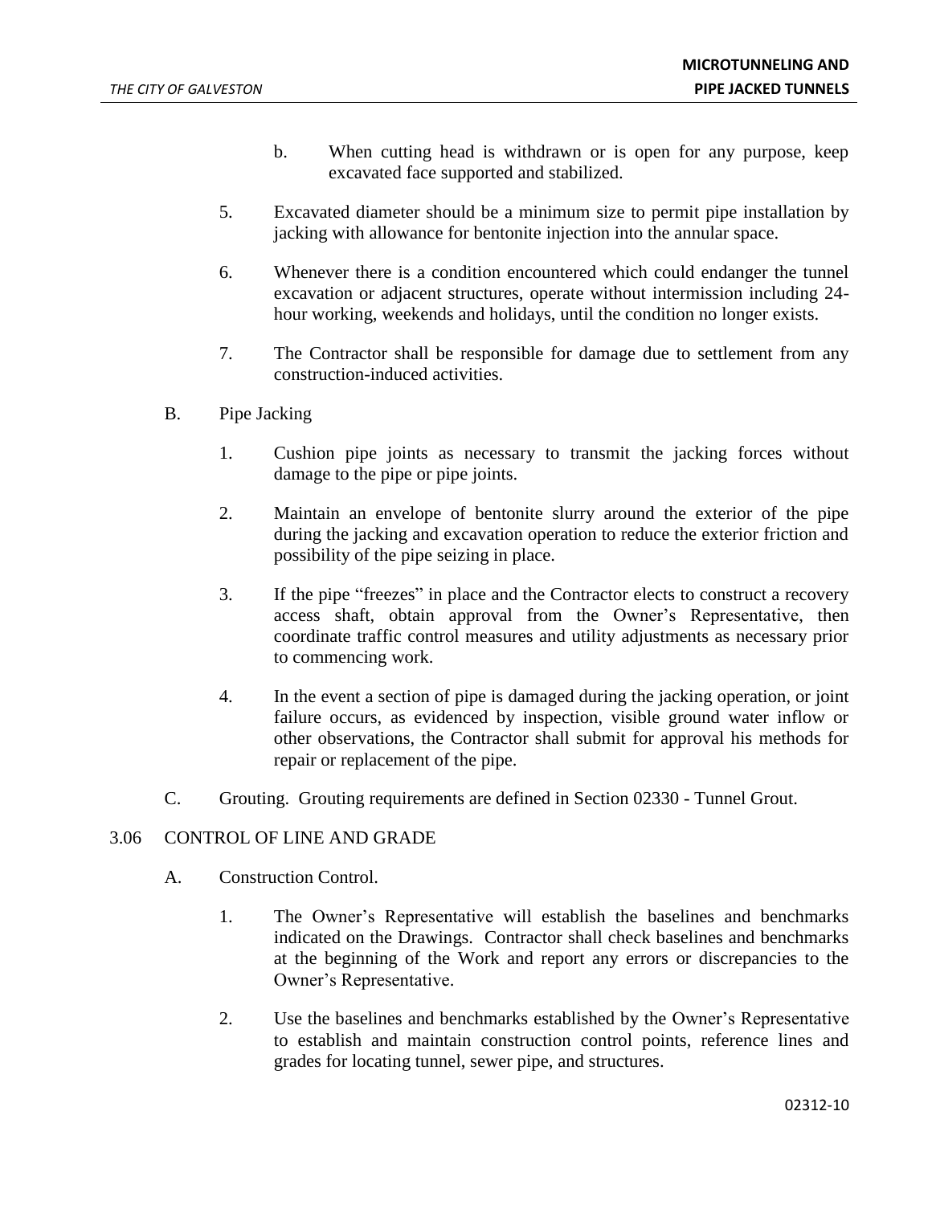b. When cutting head is withdrawn or is open for any purpose, keep excavated face supported and stabilized.

5. Excavated diameter should be a minimum size to permit pipe installation by jacking with allowance for bentonite injection into the annular space.

6. Whenever there is a condition encountered which could endanger the tunnel excavation or adjacent structures, operate without intermission including 24-hour working, weekends and holidays, until the condition no longer exists.

7. The Contractor shall be responsible for damage due to settlement from any construction-induced activities.

B. Pipe Jacking

1. Cushion pipe joints as necessary to transmit the jacking forces without damage to the pipe or pipe joints.

2. Maintain an envelope of bentonite slurry around the exterior of the pipe during the jacking and excavation operation to reduce the exterior friction and possibility of the pipe seizing in place.

3. If the pipe "freezes" in place and the Contractor elects to construct a recovery access shaft, obtain approval from the Owner's Representative, then coordinate traffic control measures and utility adjustments as necessary prior to commencing work.

4. In the event a section of pipe is damaged during the jacking operation, or joint failure occurs, as evidenced by inspection, visible ground water inflow or other observations, the Contractor shall submit for approval his methods for repair or replacement of the pipe.

C. Grouting. Grouting requirements are defined in Section 02330 - Tunnel Grout.

3.06 CONTROL OF LINE AND GRADE

A. Construction Control.

1. The Owner's Representative will establish the baselines and benchmarks indicated on the Drawings. Contractor shall check baselines and benchmarks at the beginning of the Work and report any errors or discrepancies to the Owner's Representative.

2. Use the baselines and benchmarks established by the Owner's Representative to establish and maintain construction control points, reference lines and grades for locating tunnel, sewer pipe, and structures.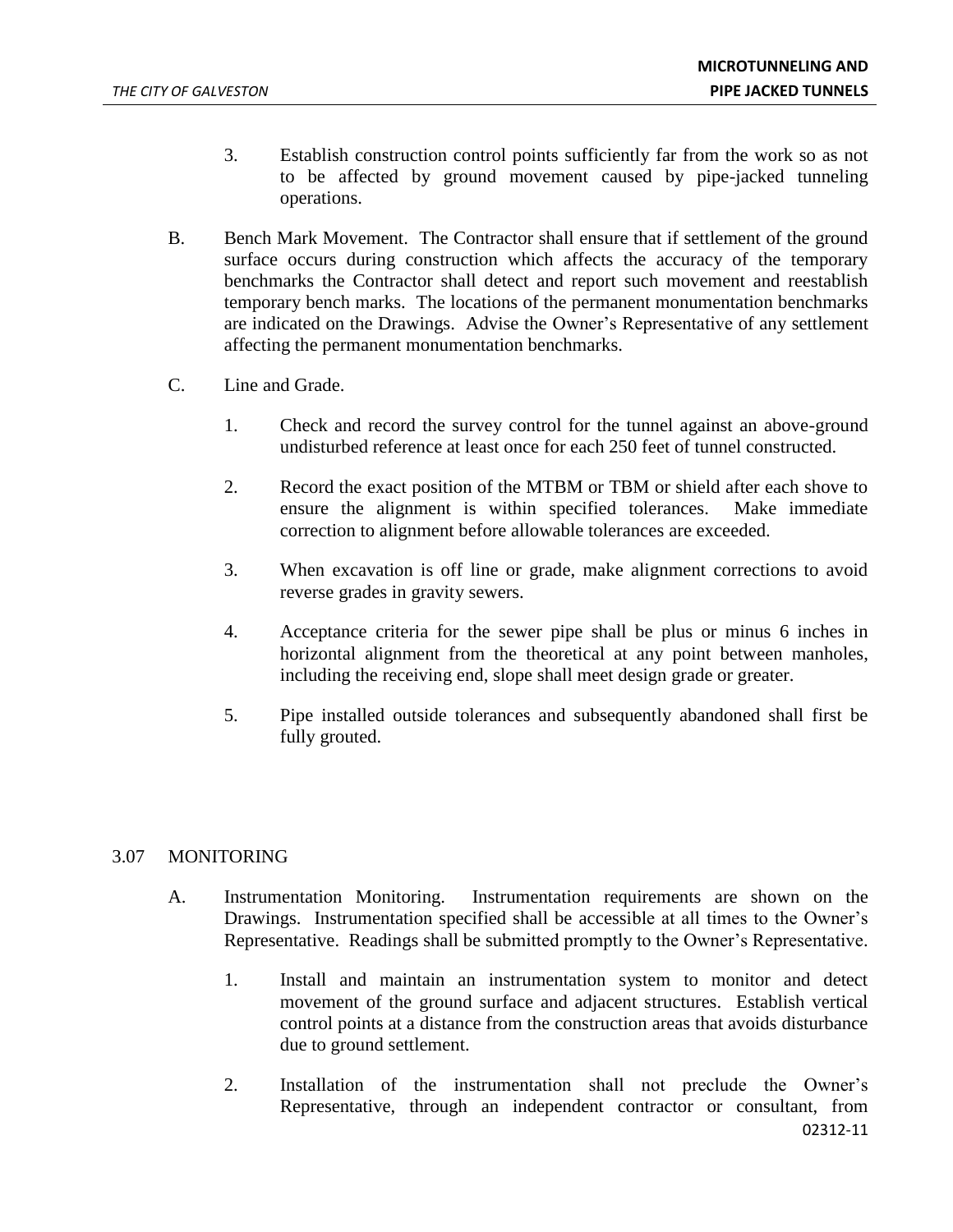3. Establish construction control points sufficiently far from the work so as not to be affected by ground movement caused by pipe-jacked tunneling operations.

B. Bench Mark Movement. The Contractor shall ensure that if settlement of the ground surface occurs during construction which affects the accuracy of the temporary benchmarks the Contractor shall detect and report such movement and reestablish temporary bench marks. The locations of the permanent monumentation benchmarks are indicated on the Drawings. Advise the Owner's Representative of any settlement affecting the permanent monumentation benchmarks.

C. Line and Grade.

1. Check and record the survey control for the tunnel against an above-ground undisturbed reference at least once for each 250 feet of tunnel constructed.

2. Record the exact position of the MTBM or TBM or shield after each shove to ensure the alignment is within specified tolerances. Make immediate correction to alignment before allowable tolerances are exceeded.

3. When excavation is off line or grade, make alignment corrections to avoid reverse grades in gravity sewers.

4. Acceptance criteria for the sewer pipe shall be plus or minus 6 inches in horizontal alignment from the theoretical at any point between manholes, including the receiving end, slope shall meet design grade or greater.

5. Pipe installed outside tolerances and subsequently abandoned shall first be fully grouted.

## 3.07 MONITORING

A. Instrumentation Monitoring. Instrumentation requirements are shown on the Drawings. Instrumentation specified shall be accessible at all times to the Owner's Representative. Readings shall be submitted promptly to the Owner's Representative.

1. Install and maintain an instrumentation system to monitor and detect movement of the ground surface and adjacent structures. Establish vertical control points at a distance from the construction areas that avoids disturbance due to ground settlement.

2. Installation of the instrumentation shall not preclude the Owner's Representative, through an independent contractor or consultant, from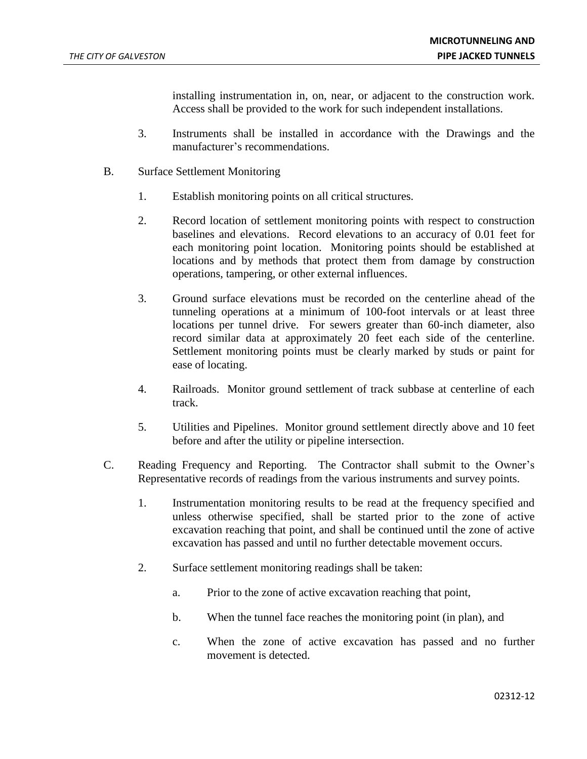installing instrumentation in, on, near, or adjacent to the construction work. Access shall be provided to the work for such independent installations.

3. Instruments shall be installed in accordance with the Drawings and the manufacturer's recommendations.

B. Surface Settlement Monitoring

1. Establish monitoring points on all critical structures.

2. Record location of settlement monitoring points with respect to construction baselines and elevations. Record elevations to an accuracy of 0.01 feet for each monitoring point location. Monitoring points should be established at locations and by methods that protect them from damage by construction operations, tampering, or other external influences.

3. Ground surface elevations must be recorded on the centerline ahead of the tunneling operations at a minimum of 100-foot intervals or at least three locations per tunnel drive. For sewers greater than 60-inch diameter, also record similar data at approximately 20 feet each side of the centerline. Settlement monitoring points must be clearly marked by studs or paint for ease of locating.

4. Railroads. Monitor ground settlement of track subbase at centerline of each track.

5. Utilities and Pipelines. Monitor ground settlement directly above and 10 feet before and after the utility or pipeline intersection.

C. Reading Frequency and Reporting. The Contractor shall submit to the Owner's Representative records of readings from the various instruments and survey points.

1. Instrumentation monitoring results to be read at the frequency specified and unless otherwise specified, shall be started prior to the zone of active excavation reaching that point, and shall be continued until the zone of active excavation has passed and until no further detectable movement occurs.

2. Surface settlement monitoring readings shall be taken:

   a. Prior to the zone of active excavation reaching that point,

   b. When the tunnel face reaches the monitoring point (in plan), and

   c. When the zone of active excavation has passed and no further movement is detected.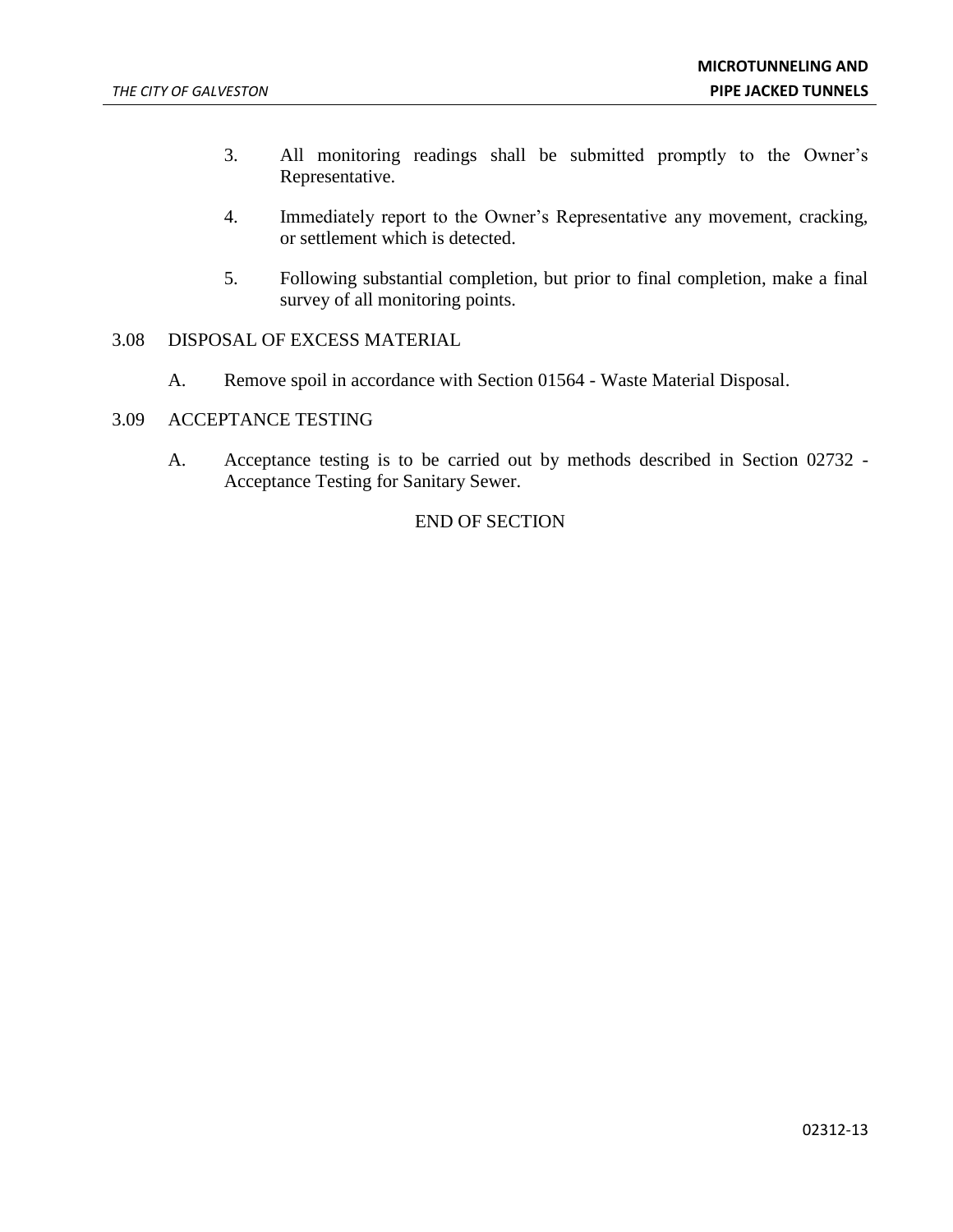3. All monitoring readings shall be submitted promptly to the Owner's Representative.

4. Immediately report to the Owner's Representative any movement, cracking, or settlement which is detected.

5. Following substantial completion, but prior to final completion, make a final survey of all monitoring points.

## 3.08 DISPOSAL OF EXCESS MATERIAL

A. Remove spoil in accordance with Section 01564 - Waste Material Disposal.

## 3.09 ACCEPTANCE TESTING

A. Acceptance testing is to be carried out by methods described in Section 02732 - Acceptance Testing for Sanitary Sewer.

END OF SECTION